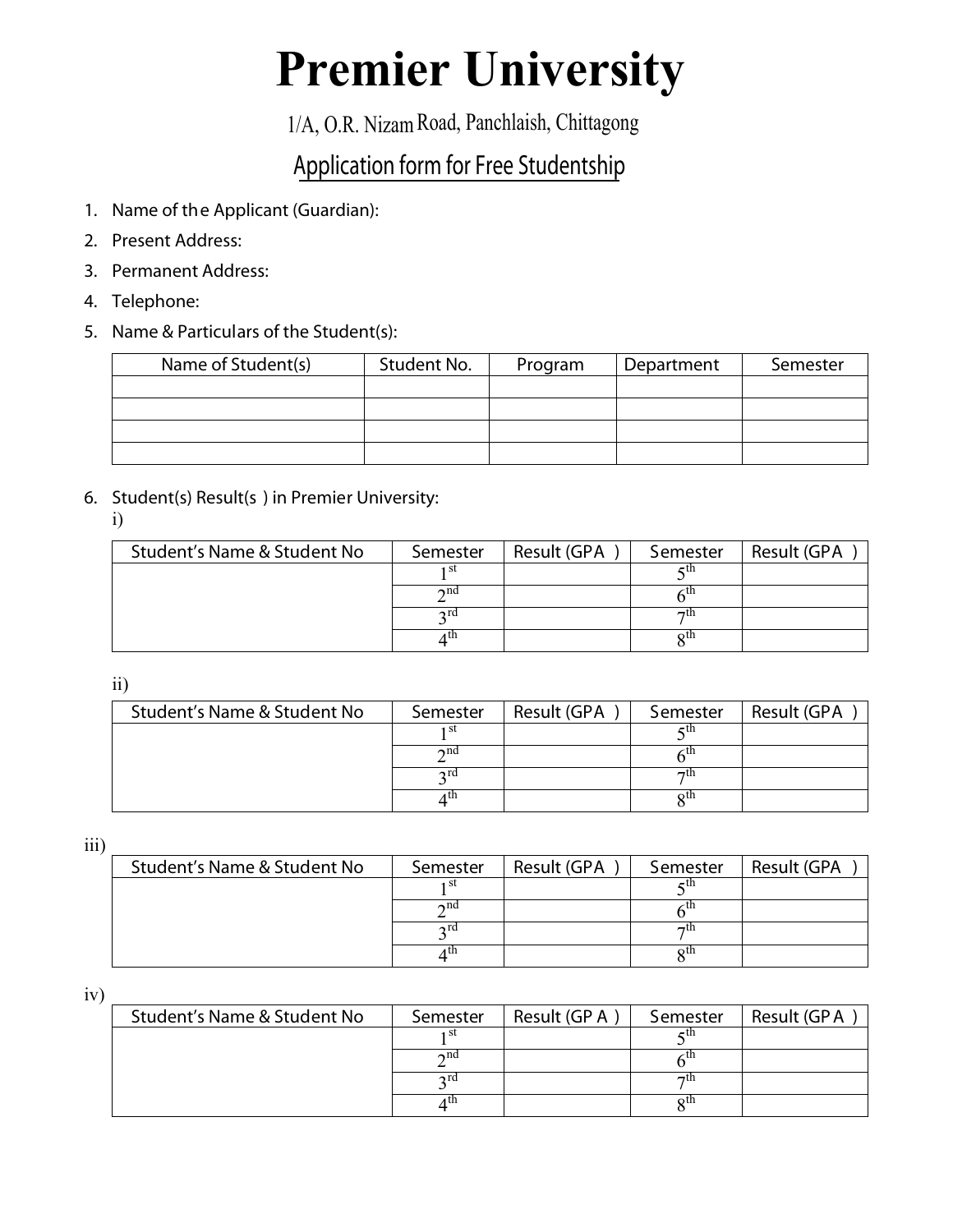# Premier University

1/A, O.R. Nizam Road, Panchlaish, Chittagong

## Application form for Free Studentship

1. Name of the Applicant (Guardian):
2. Present Address:
3. Permanent Address:
4. Telephone:
5. Name & Particulars of the Student(s):

| Name of Student(s) | Student No. | Program | Department | Semester |
|---|---|---|---|---|
| | | | | |
| | | | | |
| | | | | |
| | | | | |

6. Student(s) Result(s) in Premier University:

i)

| Student's Name & Student No | Semester | Result (GPA) | Semester | Result (GPA) |
|---|---|---|---|---|
| | 1st | | 5th | |
| | 2nd | | 6th | |
| | 3rd | | 7th | |
| | 4th | | 8th | |

ii)

| Student's Name & Student No | Semester | Result (GPA) | Semester | Result (GPA) |
|---|---|---|---|---|
| | 1st | | 5th | |
| | 2nd | | 6th | |
| | 3rd | | 7th | |
| | 4th | | 8th | |

iii)

| Student's Name & Student No | Semester | Result (GPA) | Semester | Result (GPA) |
|---|---|---|---|---|
| | 1st | | 5th | |
| | 2nd | | 6th | |
| | 3rd | | 7th | |
| | 4th | | 8th | |

iv)

| Student's Name & Student No | Semester | Result (GPA) | Semester | Result (GPA) |
|---|---|---|---|---|
| | 1st | | 5th | |
| | 2nd | | 6th | |
| | 3rd | | 7th | |
| | 4th | | 8th | |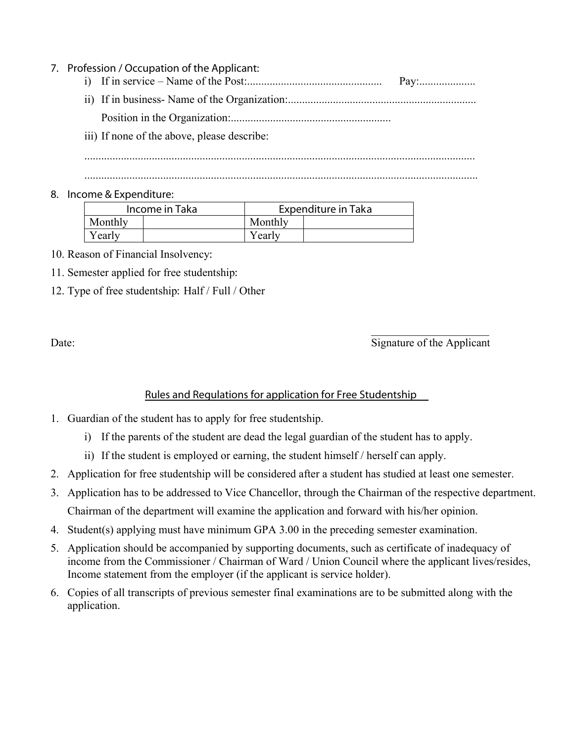7. Profession / Occupation of the Applicant:
   - i) If in service – Name of the Post:................................................ Pay:....................
   - ii) If in business- Name of the Organization:...................................................................

     Position in the Organization:.........................................................
   - iii) If none of the above, please describe:

     ...........................................................................................................................................

     ...........................................................................................................................................

8. Income & Expenditure:

| Income in Taka | | Expenditure in Taka | |
|---|---|---|---|
| Monthly | | Monthly | |
| Yearly | | Yearly | |

10. Reason of Financial Insolvency:
11. Semester applied for free studentship:
12. Type of free studentship: Half / Full / Other

Date: Signature of the Applicant

## Rules and Regulations for application for Free Studentship

1. Guardian of the student has to apply for free studentship.
   - i) If the parents of the student are dead the legal guardian of the student has to apply.
   - ii) If the student is employed or earning, the student himself / herself can apply.
2. Application for free studentship will be considered after a student has studied at least one semester.
3. Application has to be addressed to Vice Chancellor, through the Chairman of the respective department. Chairman of the department will examine the application and forward with his/her opinion.
4. Student(s) applying must have minimum GPA 3.00 in the preceding semester examination.
5. Application should be accompanied by supporting documents, such as certificate of inadequacy of income from the Commissioner / Chairman of Ward / Union Council where the applicant lives/resides, Income statement from the employer (if the applicant is service holder).
6. Copies of all transcripts of previous semester final examinations are to be submitted along with the application.